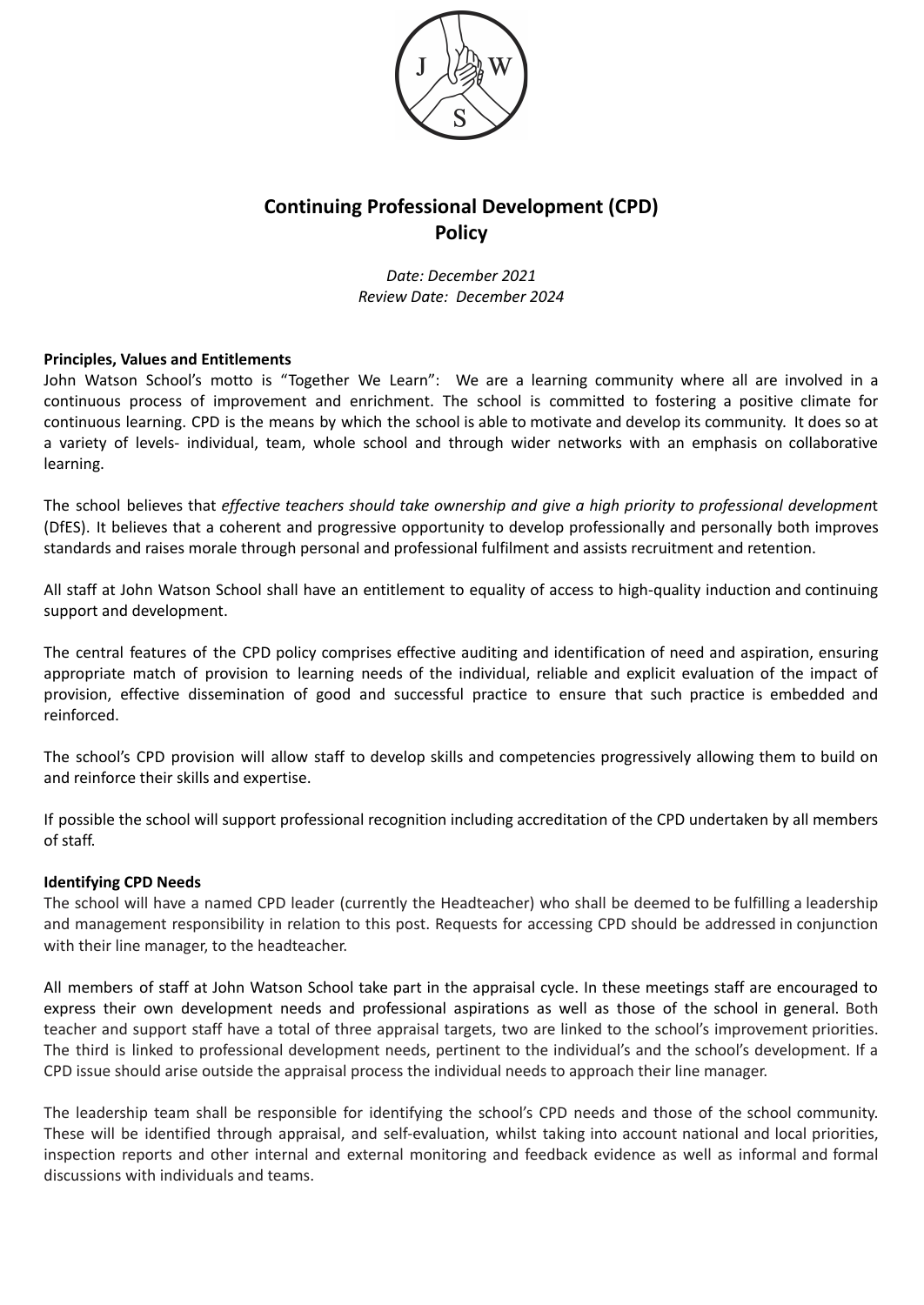# Continuing Professional Development (CPD) Policy

*Date: December 2021*
*Review Date: December 2024*

**Principles, Values and Entitlements**

John Watson School's motto is "Together We Learn": We are a learning community where all are involved in a continuous process of improvement and enrichment. The school is committed to fostering a positive climate for continuous learning. CPD is the means by which the school is able to motivate and develop its community. It does so at a variety of levels- individual, team, whole school and through wider networks with an emphasis on collaborative learning.

The school believes that *effective teachers should take ownership and give a high priority to professional development* (DfES). It believes that a coherent and progressive opportunity to develop professionally and personally both improves standards and raises morale through personal and professional fulfilment and assists recruitment and retention.

All staff at John Watson School shall have an entitlement to equality of access to high-quality induction and continuing support and development.

The central features of the CPD policy comprises effective auditing and identification of need and aspiration, ensuring appropriate match of provision to learning needs of the individual, reliable and explicit evaluation of the impact of provision, effective dissemination of good and successful practice to ensure that such practice is embedded and reinforced.

The school's CPD provision will allow staff to develop skills and competencies progressively allowing them to build on and reinforce their skills and expertise.

If possible the school will support professional recognition including accreditation of the CPD undertaken by all members of staff.

**Identifying CPD Needs**

The school will have a named CPD leader (currently the Headteacher) who shall be deemed to be fulfilling a leadership and management responsibility in relation to this post. Requests for accessing CPD should be addressed in conjunction with their line manager, to the headteacher.

All members of staff at John Watson School take part in the appraisal cycle. In these meetings staff are encouraged to express their own development needs and professional aspirations as well as those of the school in general. Both teacher and support staff have a total of three appraisal targets, two are linked to the school's improvement priorities. The third is linked to professional development needs, pertinent to the individual's and the school's development. If a CPD issue should arise outside the appraisal process the individual needs to approach their line manager.

The leadership team shall be responsible for identifying the school's CPD needs and those of the school community. These will be identified through appraisal, and self-evaluation, whilst taking into account national and local priorities, inspection reports and other internal and external monitoring and feedback evidence as well as informal and formal discussions with individuals and teams.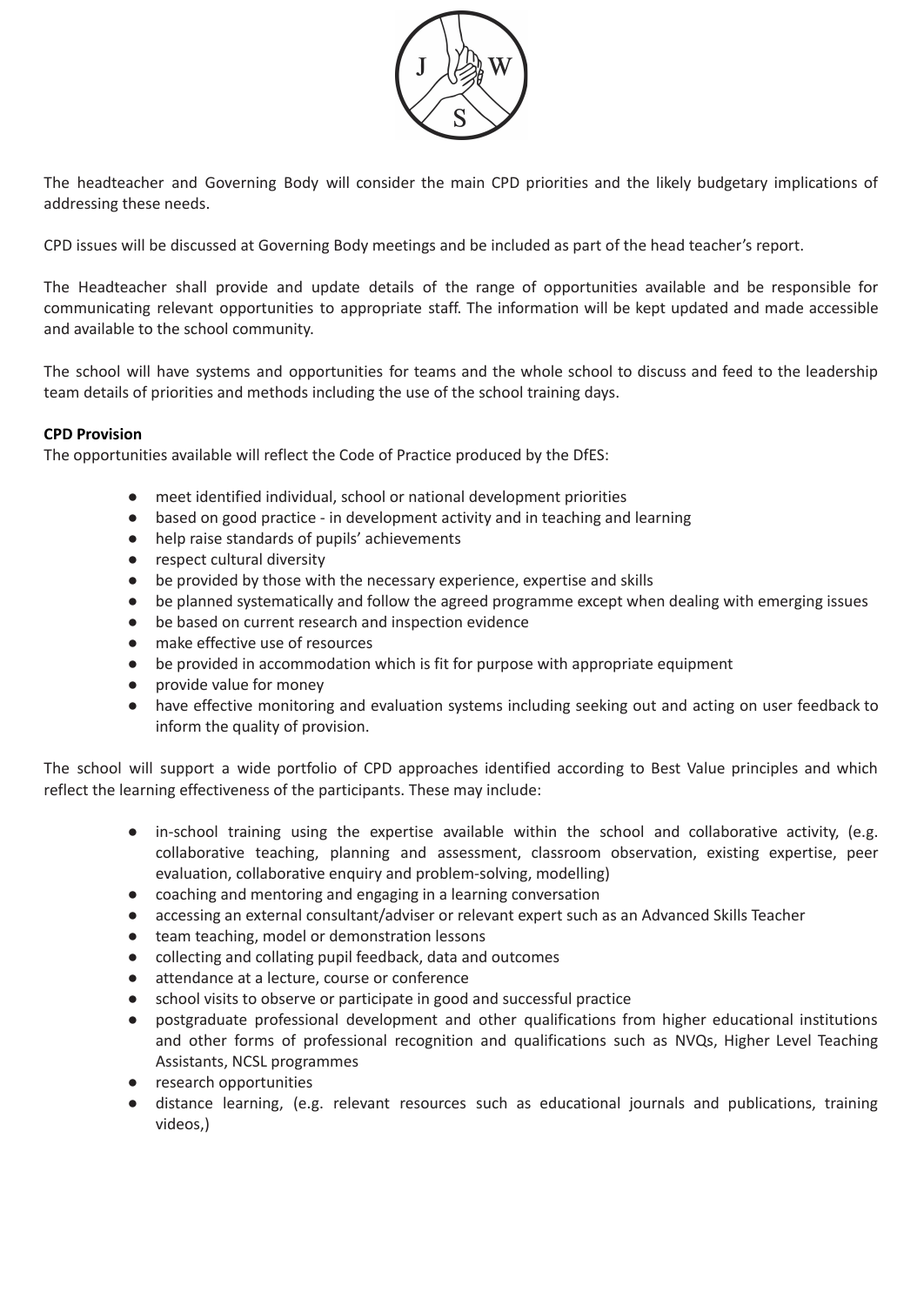The headteacher and Governing Body will consider the main CPD priorities and the likely budgetary implications of addressing these needs.

CPD issues will be discussed at Governing Body meetings and be included as part of the head teacher's report.

The Headteacher shall provide and update details of the range of opportunities available and be responsible for communicating relevant opportunities to appropriate staff. The information will be kept updated and made accessible and available to the school community.

The school will have systems and opportunities for teams and the whole school to discuss and feed to the leadership team details of priorities and methods including the use of the school training days.

**CPD Provision**

The opportunities available will reflect the Code of Practice produced by the DfES:

- meet identified individual, school or national development priorities
- based on good practice - in development activity and in teaching and learning
- help raise standards of pupils' achievements
- respect cultural diversity
- be provided by those with the necessary experience, expertise and skills
- be planned systematically and follow the agreed programme except when dealing with emerging issues
- be based on current research and inspection evidence
- make effective use of resources
- be provided in accommodation which is fit for purpose with appropriate equipment
- provide value for money
- have effective monitoring and evaluation systems including seeking out and acting on user feedback to inform the quality of provision.

The school will support a wide portfolio of CPD approaches identified according to Best Value principles and which reflect the learning effectiveness of the participants. These may include:

- in-school training using the expertise available within the school and collaborative activity, (e.g. collaborative teaching, planning and assessment, classroom observation, existing expertise, peer evaluation, collaborative enquiry and problem-solving, modelling)
- coaching and mentoring and engaging in a learning conversation
- accessing an external consultant/adviser or relevant expert such as an Advanced Skills Teacher
- team teaching, model or demonstration lessons
- collecting and collating pupil feedback, data and outcomes
- attendance at a lecture, course or conference
- school visits to observe or participate in good and successful practice
- postgraduate professional development and other qualifications from higher educational institutions and other forms of professional recognition and qualifications such as NVQs, Higher Level Teaching Assistants, NCSL programmes
- research opportunities
- distance learning, (e.g. relevant resources such as educational journals and publications, training videos,)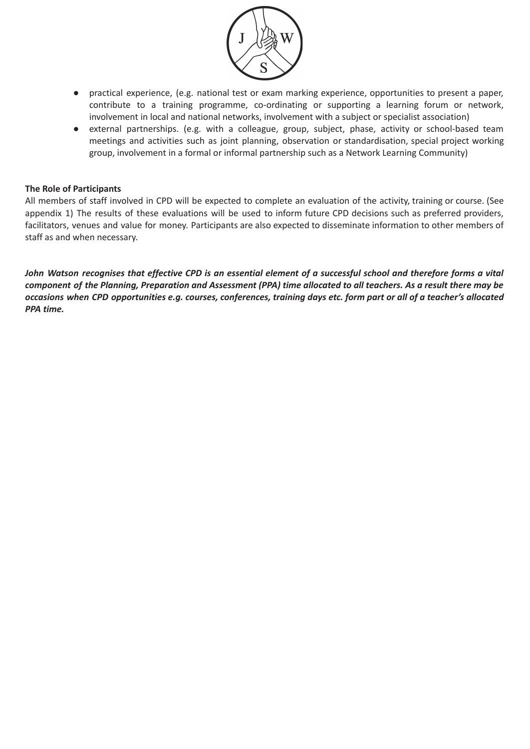- practical experience, (e.g. national test or exam marking experience, opportunities to present a paper, contribute to a training programme, co-ordinating or supporting a learning forum or network, involvement in local and national networks, involvement with a subject or specialist association)
- external partnerships. (e.g. with a colleague, group, subject, phase, activity or school-based team meetings and activities such as joint planning, observation or standardisation, special project working group, involvement in a formal or informal partnership such as a Network Learning Community)

**The Role of Participants**

All members of staff involved in CPD will be expected to complete an evaluation of the activity, training or course. (See appendix 1) The results of these evaluations will be used to inform future CPD decisions such as preferred providers, facilitators, venues and value for money. Participants are also expected to disseminate information to other members of staff as and when necessary.

***John Watson recognises that effective CPD is an essential element of a successful school and therefore forms a vital component of the Planning, Preparation and Assessment (PPA) time allocated to all teachers. As a result there may be occasions when CPD opportunities e.g. courses, conferences, training days etc. form part or all of a teacher's allocated PPA time.***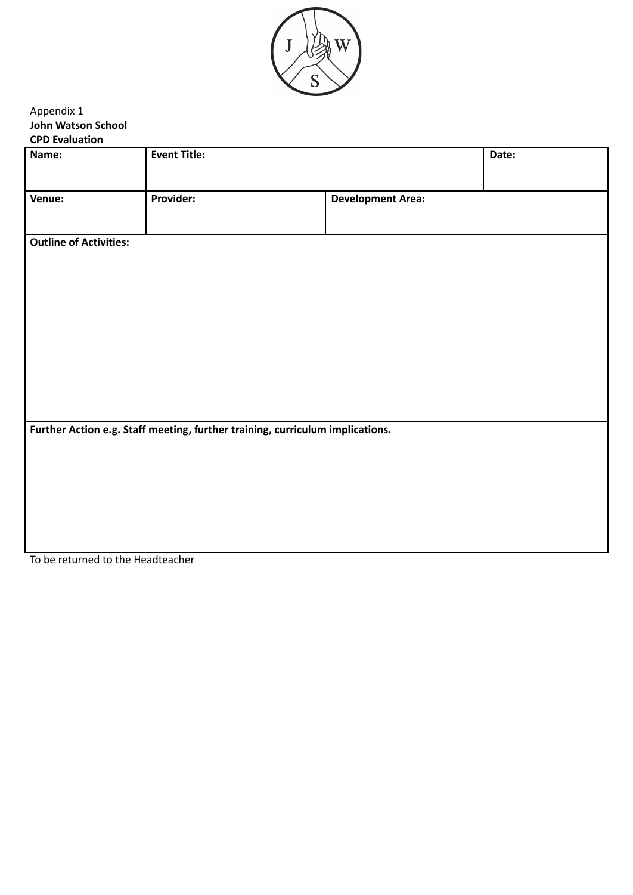Appendix 1

**John Watson School**

**CPD Evaluation**

| | | | |
|---|---|---|---|
| **Name:** | **Event Title:** | | **Date:** |
| **Venue:** | **Provider:** | **Development Area:** | |
| **Outline of Activities:** | | | |
| **Further Action e.g. Staff meeting, further training, curriculum implications.** | | | |

To be returned to the Headteacher